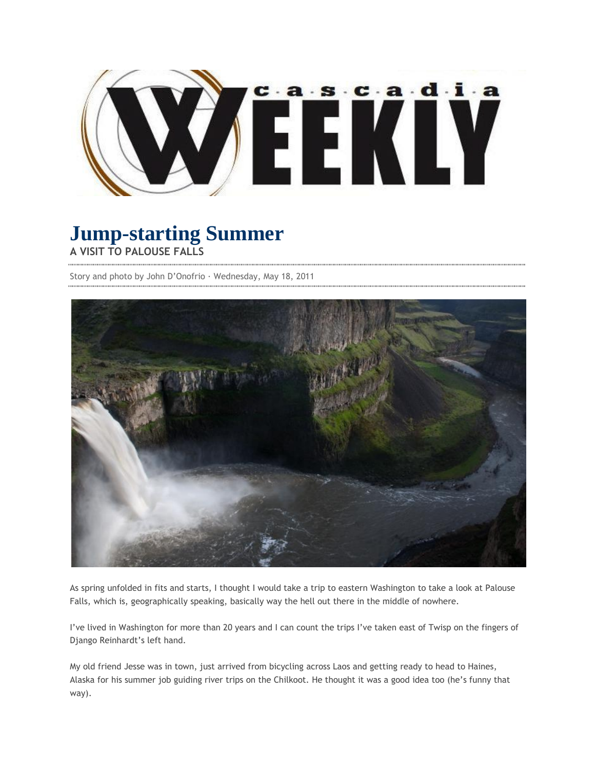# Jump-starting Summer

**A VISIT TO PALOUSE FALLS**

Story and photo by John D'Onofrio · Wednesday, May 18, 2011

As spring unfolded in fits and starts, I thought I would take a trip to eastern Washington to take a look at Palouse Falls, which is, geographically speaking, basically way the hell out there in the middle of nowhere.

I've lived in Washington for more than 20 years and I can count the trips I've taken east of Twisp on the fingers of Django Reinhardt's left hand.

My old friend Jesse was in town, just arrived from bicycling across Laos and getting ready to head to Haines, Alaska for his summer job guiding river trips on the Chilkoot. He thought it was a good idea too (he's funny that way).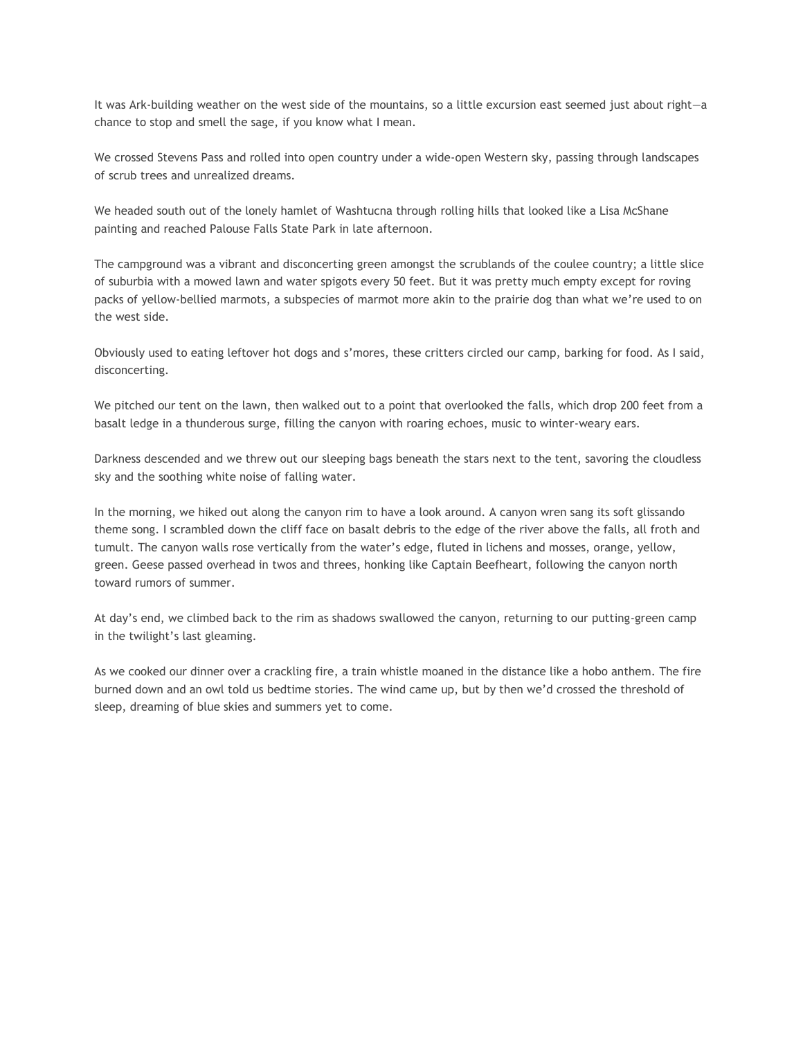It was Ark-building weather on the west side of the mountains, so a little excursion east seemed just about right—a chance to stop and smell the sage, if you know what I mean.

We crossed Stevens Pass and rolled into open country under a wide-open Western sky, passing through landscapes of scrub trees and unrealized dreams.

We headed south out of the lonely hamlet of Washtucna through rolling hills that looked like a Lisa McShane painting and reached Palouse Falls State Park in late afternoon.

The campground was a vibrant and disconcerting green amongst the scrublands of the coulee country; a little slice of suburbia with a mowed lawn and water spigots every 50 feet. But it was pretty much empty except for roving packs of yellow-bellied marmots, a subspecies of marmot more akin to the prairie dog than what we're used to on the west side.

Obviously used to eating leftover hot dogs and s'mores, these critters circled our camp, barking for food. As I said, disconcerting.

We pitched our tent on the lawn, then walked out to a point that overlooked the falls, which drop 200 feet from a basalt ledge in a thunderous surge, filling the canyon with roaring echoes, music to winter-weary ears.

Darkness descended and we threw out our sleeping bags beneath the stars next to the tent, savoring the cloudless sky and the soothing white noise of falling water.

In the morning, we hiked out along the canyon rim to have a look around. A canyon wren sang its soft glissando theme song. I scrambled down the cliff face on basalt debris to the edge of the river above the falls, all froth and tumult. The canyon walls rose vertically from the water's edge, fluted in lichens and mosses, orange, yellow, green. Geese passed overhead in twos and threes, honking like Captain Beefheart, following the canyon north toward rumors of summer.

At day's end, we climbed back to the rim as shadows swallowed the canyon, returning to our putting-green camp in the twilight's last gleaming.

As we cooked our dinner over a crackling fire, a train whistle moaned in the distance like a hobo anthem. The fire burned down and an owl told us bedtime stories. The wind came up, but by then we'd crossed the threshold of sleep, dreaming of blue skies and summers yet to come.